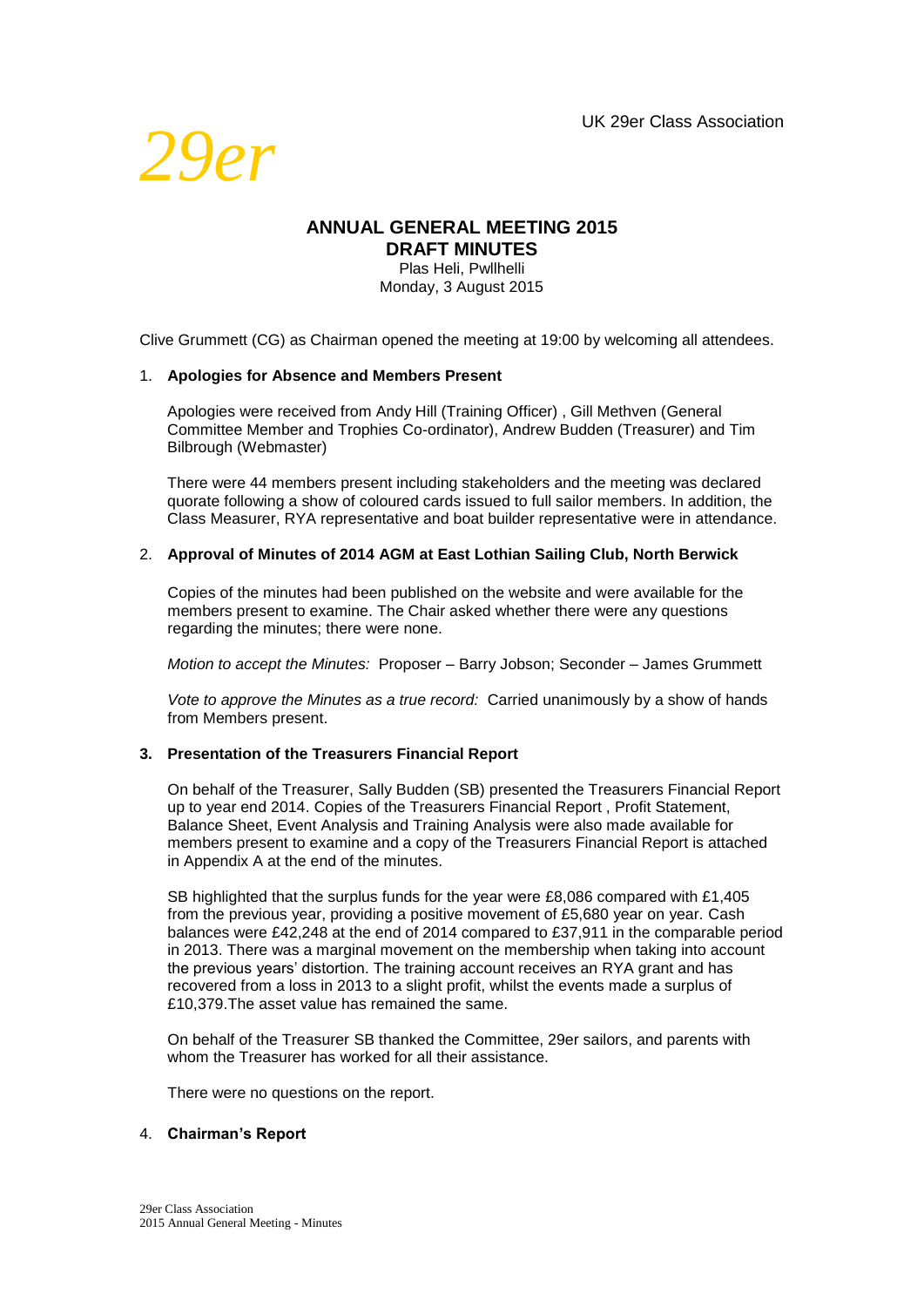UK 29er Class Association

*29er*

# ANNUAL GENERAL MEETING 2015
## DRAFT MINUTES

Plas Heli, Pwllhelli
Monday, 3 August 2015

Clive Grummett (CG) as Chairman opened the meeting at 19:00 by welcoming all attendees.

1. **Apologies for Absence and Members Present**

   Apologies were received from Andy Hill (Training Officer) , Gill Methven (General Committee Member and Trophies Co-ordinator), Andrew Budden (Treasurer) and Tim Bilbrough (Webmaster)

   There were 44 members present including stakeholders and the meeting was declared quorate following a show of coloured cards issued to full sailor members. In addition, the Class Measurer, RYA representative and boat builder representative were in attendance.

2. **Approval of Minutes of 2014 AGM at East Lothian Sailing Club, North Berwick**

   Copies of the minutes had been published on the website and were available for the members present to examine. The Chair asked whether there were any questions regarding the minutes; there were none.

   *Motion to accept the Minutes:* Proposer – Barry Jobson; Seconder – James Grummett

   *Vote to approve the Minutes as a true record:* Carried unanimously by a show of hands from Members present.

3. **Presentation of the Treasurers Financial Report**

   On behalf of the Treasurer, Sally Budden (SB) presented the Treasurers Financial Report up to year end 2014. Copies of the Treasurers Financial Report , Profit Statement, Balance Sheet, Event Analysis and Training Analysis were also made available for members present to examine and a copy of the Treasurers Financial Report is attached in Appendix A at the end of the minutes.

   SB highlighted that the surplus funds for the year were £8,086 compared with £1,405 from the previous year, providing a positive movement of £5,680 year on year. Cash balances were £42,248 at the end of 2014 compared to £37,911 in the comparable period in 2013. There was a marginal movement on the membership when taking into account the previous years' distortion. The training account receives an RYA grant and has recovered from a loss in 2013 to a slight profit, whilst the events made a surplus of £10,379.The asset value has remained the same.

   On behalf of the Treasurer SB thanked the Committee, 29er sailors, and parents with whom the Treasurer has worked for all their assistance.

   There were no questions on the report.

4. **Chairman's Report**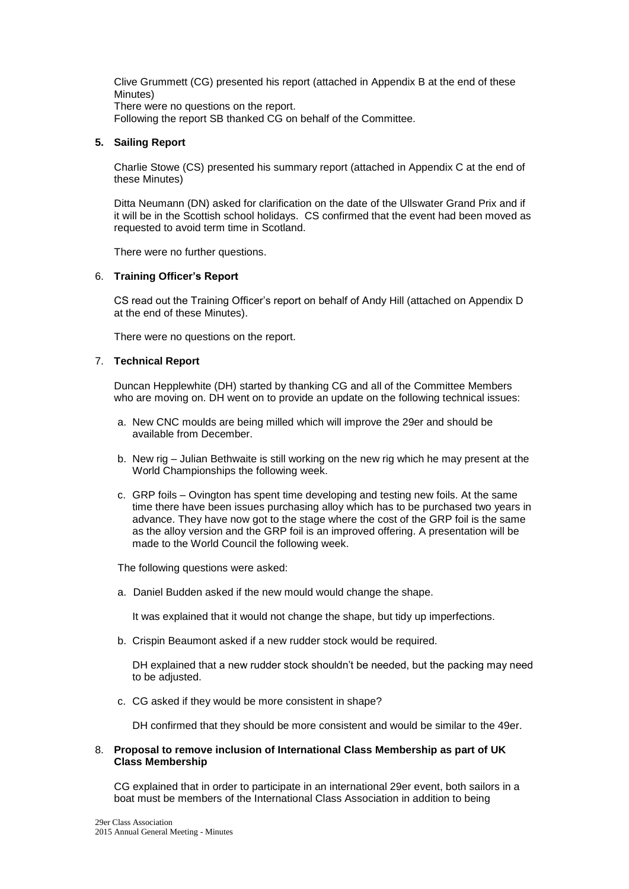Clive Grummett (CG) presented his report (attached in Appendix B at the end of these Minutes)

There were no questions on the report.

Following the report SB thanked CG on behalf of the Committee.

## 5. Sailing Report

Charlie Stowe (CS) presented his summary report (attached in Appendix C at the end of these Minutes)

Ditta Neumann (DN) asked for clarification on the date of the Ullswater Grand Prix and if it will be in the Scottish school holidays. CS confirmed that the event had been moved as requested to avoid term time in Scotland.

There were no further questions.

## 6. Training Officer's Report

CS read out the Training Officer's report on behalf of Andy Hill (attached on Appendix D at the end of these Minutes).

There were no questions on the report.

## 7. Technical Report

Duncan Hepplewhite (DH) started by thanking CG and all of the Committee Members who are moving on. DH went on to provide an update on the following technical issues:

a. New CNC moulds are being milled which will improve the 29er and should be available from December.

b. New rig – Julian Bethwaite is still working on the new rig which he may present at the World Championships the following week.

c. GRP foils – Ovington has spent time developing and testing new foils. At the same time there have been issues purchasing alloy which has to be purchased two years in advance. They have now got to the stage where the cost of the GRP foil is the same as the alloy version and the GRP foil is an improved offering. A presentation will be made to the World Council the following week.

The following questions were asked:

a. Daniel Budden asked if the new mould would change the shape.

   It was explained that it would not change the shape, but tidy up imperfections.

b. Crispin Beaumont asked if a new rudder stock would be required.

   DH explained that a new rudder stock shouldn't be needed, but the packing may need to be adjusted.

c. CG asked if they would be more consistent in shape?

   DH confirmed that they should be more consistent and would be similar to the 49er.

## 8. Proposal to remove inclusion of International Class Membership as part of UK Class Membership

CG explained that in order to participate in an international 29er event, both sailors in a boat must be members of the International Class Association in addition to being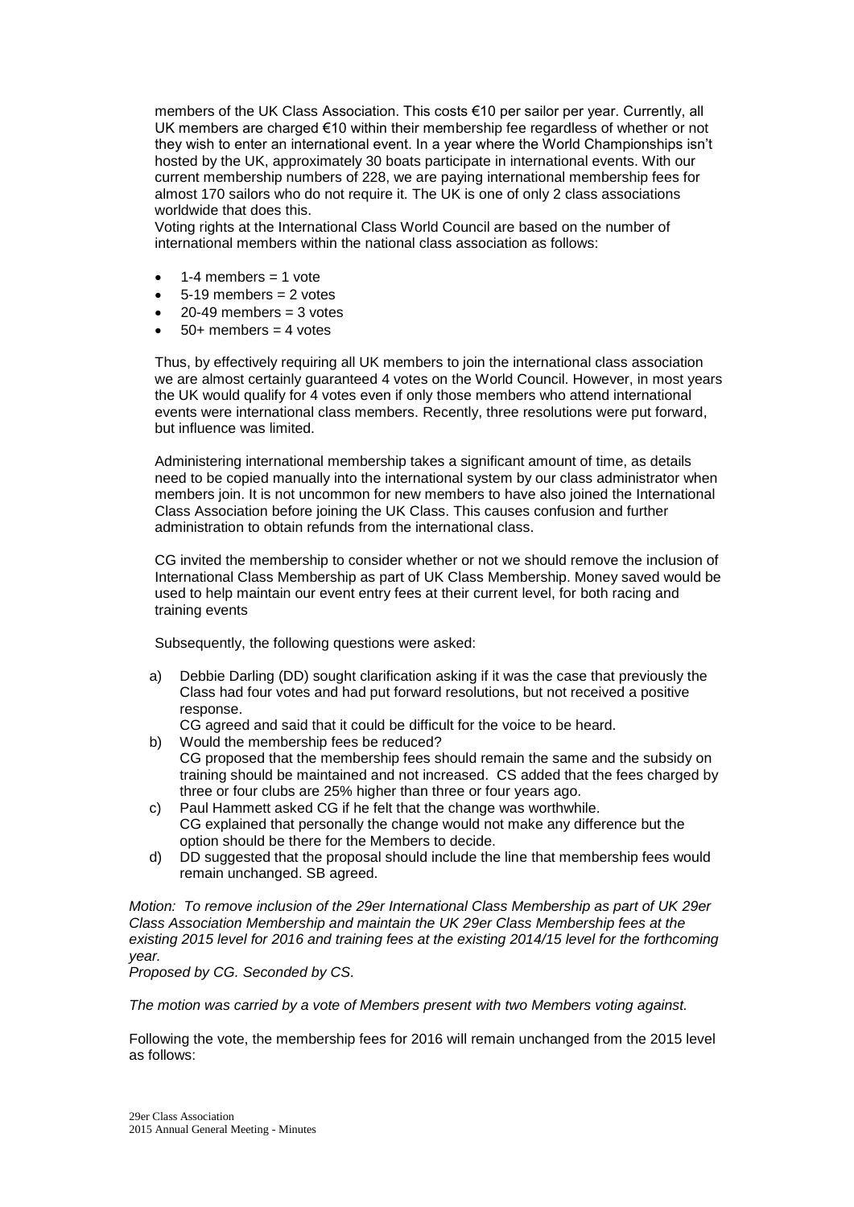members of the UK Class Association. This costs €10 per sailor per year. Currently, all UK members are charged €10 within their membership fee regardless of whether or not they wish to enter an international event. In a year where the World Championships isn't hosted by the UK, approximately 30 boats participate in international events. With our current membership numbers of 228, we are paying international membership fees for almost 170 sailors who do not require it. The UK is one of only 2 class associations worldwide that does this.

Voting rights at the International Class World Council are based on the number of international members within the national class association as follows:

- 1-4 members = 1 vote
- 5-19 members = 2 votes
- 20-49 members = 3 votes
- 50+ members = 4 votes

Thus, by effectively requiring all UK members to join the international class association we are almost certainly guaranteed 4 votes on the World Council. However, in most years the UK would qualify for 4 votes even if only those members who attend international events were international class members. Recently, three resolutions were put forward, but influence was limited.

Administering international membership takes a significant amount of time, as details need to be copied manually into the international system by our class administrator when members join. It is not uncommon for new members to have also joined the International Class Association before joining the UK Class. This causes confusion and further administration to obtain refunds from the international class.

CG invited the membership to consider whether or not we should remove the inclusion of International Class Membership as part of UK Class Membership. Money saved would be used to help maintain our event entry fees at their current level, for both racing and training events

Subsequently, the following questions were asked:

a) Debbie Darling (DD) sought clarification asking if it was the case that previously the Class had four votes and had put forward resolutions, but not received a positive response.
CG agreed and said that it could be difficult for the voice to be heard.

b) Would the membership fees be reduced?
CG proposed that the membership fees should remain the same and the subsidy on training should be maintained and not increased. CS added that the fees charged by three or four clubs are 25% higher than three or four years ago.

c) Paul Hammett asked CG if he felt that the change was worthwhile.
CG explained that personally the change would not make any difference but the option should be there for the Members to decide.

d) DD suggested that the proposal should include the line that membership fees would remain unchanged. SB agreed.

*Motion: To remove inclusion of the 29er International Class Membership as part of UK 29er Class Association Membership and maintain the UK 29er Class Membership fees at the existing 2015 level for 2016 and training fees at the existing 2014/15 level for the forthcoming year.*

*Proposed by CG. Seconded by CS.*

*The motion was carried by a vote of Members present with two Members voting against.*

Following the vote, the membership fees for 2016 will remain unchanged from the 2015 level as follows: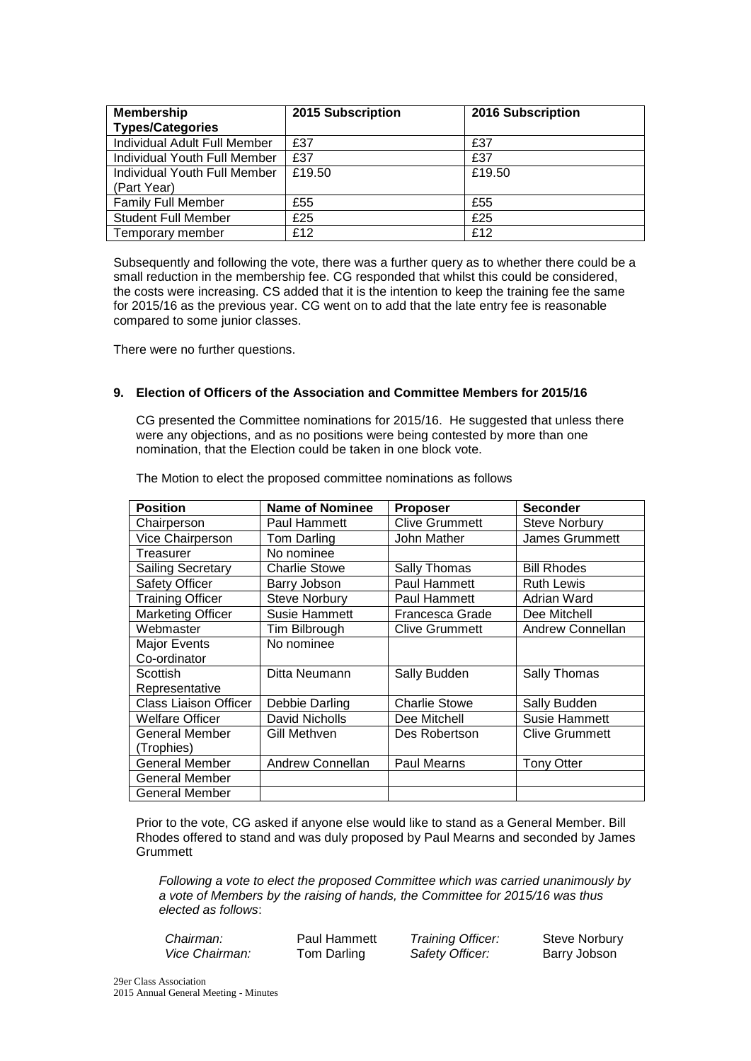| Membership Types/Categories | 2015 Subscription | 2016 Subscription |
| --- | --- | --- |
| Individual Adult Full Member | £37 | £37 |
| Individual Youth Full Member | £37 | £37 |
| Individual Youth Full Member (Part Year) | £19.50 | £19.50 |
| Family Full Member | £55 | £55 |
| Student Full Member | £25 | £25 |
| Temporary member | £12 | £12 |

Subsequently and following the vote, there was a further query as to whether there could be a small reduction in the membership fee. CG responded that whilst this could be considered, the costs were increasing. CS added that it is the intention to keep the training fee the same for 2015/16 as the previous year. CG went on to add that the late entry fee is reasonable compared to some junior classes.

There were no further questions.

**9. Election of Officers of the Association and Committee Members for 2015/16**

CG presented the Committee nominations for 2015/16. He suggested that unless there were any objections, and as no positions were being contested by more than one nomination, that the Election could be taken in one block vote.

The Motion to elect the proposed committee nominations as follows

| Position | Name of Nominee | Proposer | Seconder |
| --- | --- | --- | --- |
| Chairperson | Paul Hammett | Clive Grummett | Steve Norbury |
| Vice Chairperson | Tom Darling | John Mather | James Grummett |
| Treasurer | No nominee | | |
| Sailing Secretary | Charlie Stowe | Sally Thomas | Bill Rhodes |
| Safety Officer | Barry Jobson | Paul Hammett | Ruth Lewis |
| Training Officer | Steve Norbury | Paul Hammett | Adrian Ward |
| Marketing Officer | Susie Hammett | Francesca Grade | Dee Mitchell |
| Webmaster | Tim Bilbrough | Clive Grummett | Andrew Connellan |
| Major Events Co-ordinator | No nominee | | |
| Scottish Representative | Ditta Neumann | Sally Budden | Sally Thomas |
| Class Liaison Officer | Debbie Darling | Charlie Stowe | Sally Budden |
| Welfare Officer | David Nicholls | Dee Mitchell | Susie Hammett |
| General Member (Trophies) | Gill Methven | Des Robertson | Clive Grummett |
| General Member | Andrew Connellan | Paul Mearns | Tony Otter |
| General Member | | | |
| General Member | | | |

Prior to the vote, CG asked if anyone else would like to stand as a General Member. Bill Rhodes offered to stand and was duly proposed by Paul Mearns and seconded by James Grummett

*Following a vote to elect the proposed Committee which was carried unanimously by a vote of Members by the raising of hands, the Committee for 2015/16 was thus elected as follows*:

| | | | |
| --- | --- | --- | --- |
| *Chairman:* | Paul Hammett | *Training Officer:* | Steve Norbury |
| *Vice Chairman:* | Tom Darling | *Safety Officer:* | Barry Jobson |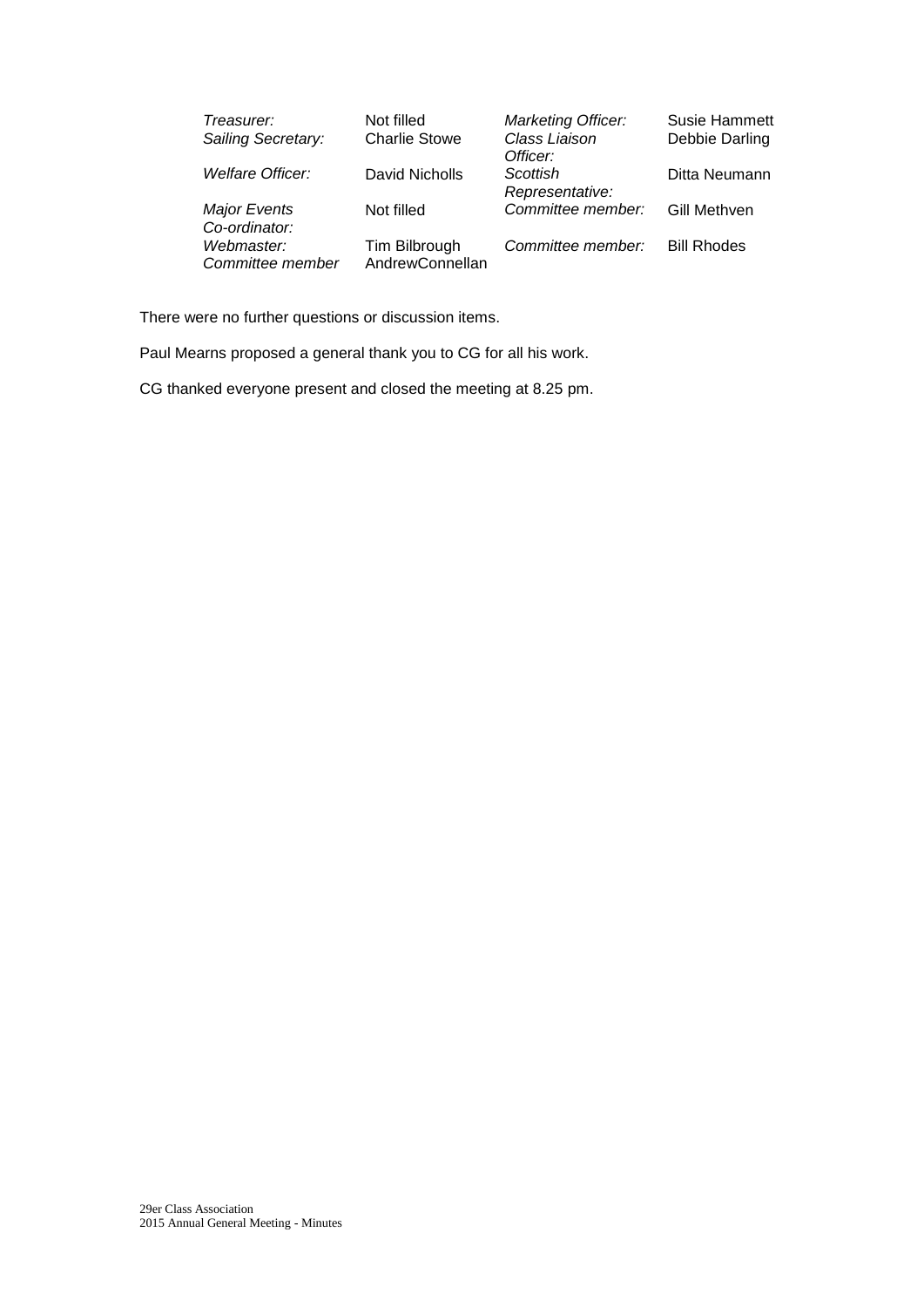| | | | |
|---|---|---|---|
| *Treasurer:* | Not filled | *Marketing Officer:* | Susie Hammett |
| *Sailing Secretary:* | Charlie Stowe | *Class Liaison Officer:* | Debbie Darling |
| *Welfare Officer:* | David Nicholls | *Scottish Representative:* | Ditta Neumann |
| *Major Events Co-ordinator:* | Not filled | *Committee member:* | Gill Methven |
| *Webmaster:* | Tim Bilbrough | *Committee member:* | Bill Rhodes |
| *Committee member* | AndrewConnellan | | |

There were no further questions or discussion items.

Paul Mearns proposed a general thank you to CG for all his work.

CG thanked everyone present and closed the meeting at 8.25 pm.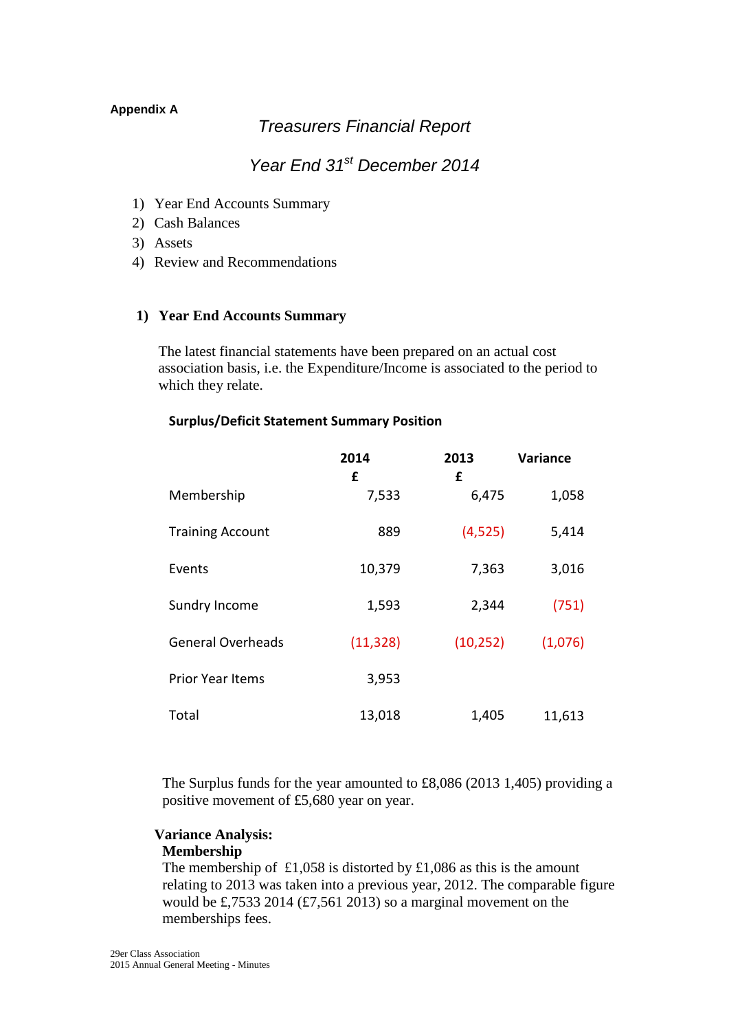**Appendix A**

*Treasurers Financial Report*

*Year End 31st December 2014*

1) Year End Accounts Summary
2) Cash Balances
3) Assets
4) Review and Recommendations

## 1) Year End Accounts Summary

The latest financial statements have been prepared on an actual cost association basis, i.e. the Expenditure/Income is associated to the period to which they relate.

**Surplus/Deficit Statement Summary Position**

| | 2014 £ | 2013 £ | Variance |
|---|---|---|---|
| Membership | 7,533 | 6,475 | 1,058 |
| Training Account | 889 | (4,525) | 5,414 |
| Events | 10,379 | 7,363 | 3,016 |
| Sundry Income | 1,593 | 2,344 | (751) |
| General Overheads | (11,328) | (10,252) | (1,076) |
| Prior Year Items | 3,953 | | |
| Total | 13,018 | 1,405 | 11,613 |

The Surplus funds for the year amounted to £8,086 (2013 1,405) providing a positive movement of £5,680 year on year.

**Variance Analysis:**

**Membership**

The membership of £1,058 is distorted by £1,086 as this is the amount relating to 2013 was taken into a previous year, 2012. The comparable figure would be £,7533 2014 (£7,561 2013) so a marginal movement on the memberships fees.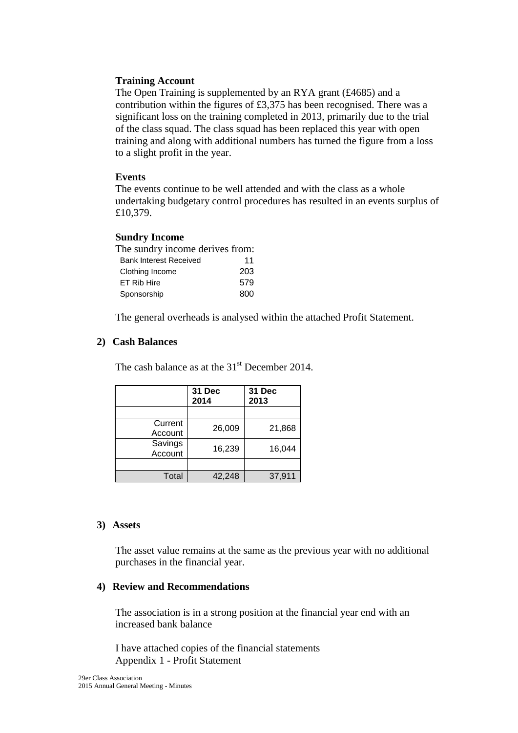**Training Account**

The Open Training is supplemented by an RYA grant (£4685) and a contribution within the figures of £3,375 has been recognised. There was a significant loss on the training completed in 2013, primarily due to the trial of the class squad. The class squad has been replaced this year with open training and along with additional numbers has turned the figure from a loss to a slight profit in the year.

**Events**

The events continue to be well attended and with the class as a whole undertaking budgetary control procedures has resulted in an events surplus of £10,379.

**Sundry Income**

The sundry income derives from:

| | |
|---|---|
| Bank Interest Received | 11 |
| Clothing Income | 203 |
| ET Rib Hire | 579 |
| Sponsorship | 800 |

The general overheads is analysed within the attached Profit Statement.

**2) Cash Balances**

The cash balance as at the 31st December 2014.

| | 31 Dec 2014 | 31 Dec 2013 |
|---|---|---|
| | | |
| Current Account | 26,009 | 21,868 |
| Savings Account | 16,239 | 16,044 |
| | | |
| Total | 42,248 | 37,911 |

**3) Assets**

The asset value remains at the same as the previous year with no additional purchases in the financial year.

**4) Review and Recommendations**

The association is in a strong position at the financial year end with an increased bank balance

I have attached copies of the financial statements
Appendix 1 - Profit Statement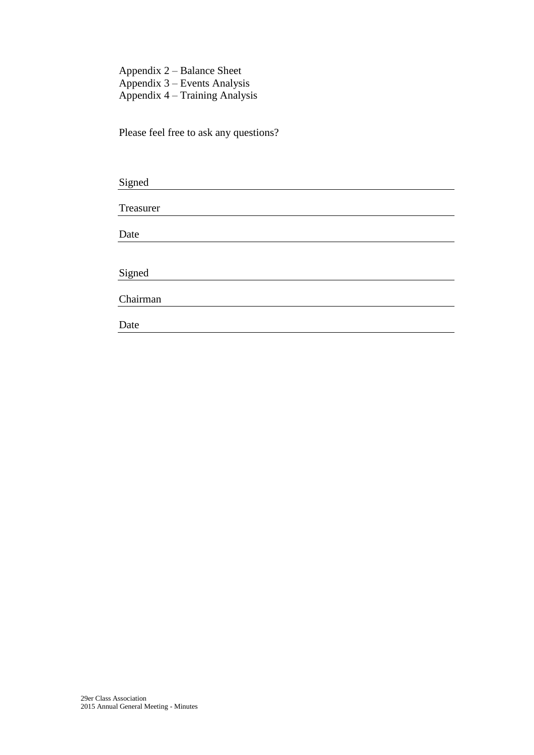Appendix 2 – Balance Sheet
Appendix 3 – Events Analysis
Appendix 4 – Training Analysis

Please feel free to ask any questions?

Signed \_\_\_\_\_\_\_\_\_\_\_\_\_\_\_\_\_\_\_\_\_\_\_\_\_\_\_\_\_\_\_\_

Treasurer \_\_\_\_\_\_\_\_\_\_\_\_\_\_\_\_\_\_\_\_\_\_\_\_\_\_\_\_\_\_\_\_

Date \_\_\_\_\_\_\_\_\_\_\_\_\_\_\_\_\_\_\_\_\_\_\_\_\_\_\_\_\_\_\_\_

Signed \_\_\_\_\_\_\_\_\_\_\_\_\_\_\_\_\_\_\_\_\_\_\_\_\_\_\_\_\_\_\_\_

Chairman \_\_\_\_\_\_\_\_\_\_\_\_\_\_\_\_\_\_\_\_\_\_\_\_\_\_\_\_\_\_\_\_

Date \_\_\_\_\_\_\_\_\_\_\_\_\_\_\_\_\_\_\_\_\_\_\_\_\_\_\_\_\_\_\_\_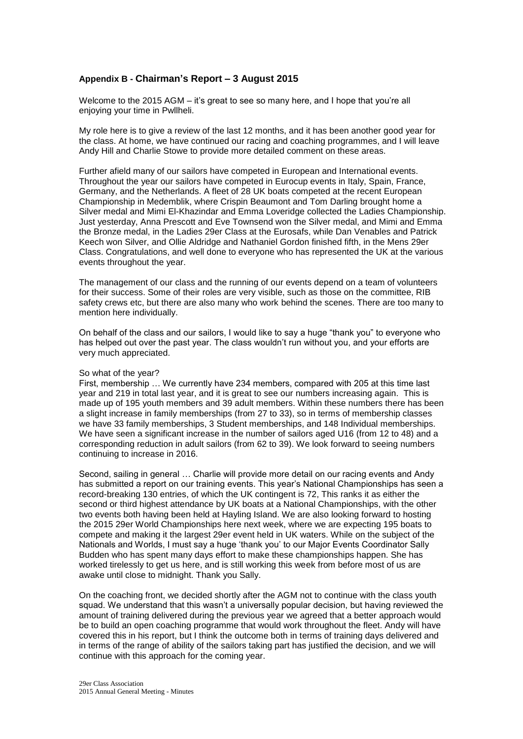## Appendix B - Chairman's Report – 3 August 2015

Welcome to the 2015 AGM – it's great to see so many here, and I hope that you're all enjoying your time in Pwllheli.

My role here is to give a review of the last 12 months, and it has been another good year for the class. At home, we have continued our racing and coaching programmes, and I will leave Andy Hill and Charlie Stowe to provide more detailed comment on these areas.

Further afield many of our sailors have competed in European and International events. Throughout the year our sailors have competed in Eurocup events in Italy, Spain, France, Germany, and the Netherlands. A fleet of 28 UK boats competed at the recent European Championship in Medemblik, where Crispin Beaumont and Tom Darling brought home a Silver medal and Mimi El-Khazindar and Emma Loveridge collected the Ladies Championship. Just yesterday, Anna Prescott and Eve Townsend won the Silver medal, and Mimi and Emma the Bronze medal, in the Ladies 29er Class at the Eurosafs, while Dan Venables and Patrick Keech won Silver, and Ollie Aldridge and Nathaniel Gordon finished fifth, in the Mens 29er Class. Congratulations, and well done to everyone who has represented the UK at the various events throughout the year.

The management of our class and the running of our events depend on a team of volunteers for their success. Some of their roles are very visible, such as those on the committee, RIB safety crews etc, but there are also many who work behind the scenes. There are too many to mention here individually.

On behalf of the class and our sailors, I would like to say a huge "thank you" to everyone who has helped out over the past year. The class wouldn't run without you, and your efforts are very much appreciated.

So what of the year?
First, membership … We currently have 234 members, compared with 205 at this time last year and 219 in total last year, and it is great to see our numbers increasing again. This is made up of 195 youth members and 39 adult members. Within these numbers there has been a slight increase in family memberships (from 27 to 33), so in terms of membership classes we have 33 family memberships, 3 Student memberships, and 148 Individual memberships. We have seen a significant increase in the number of sailors aged U16 (from 12 to 48) and a corresponding reduction in adult sailors (from 62 to 39). We look forward to seeing numbers continuing to increase in 2016.

Second, sailing in general … Charlie will provide more detail on our racing events and Andy has submitted a report on our training events. This year's National Championships has seen a record-breaking 130 entries, of which the UK contingent is 72, This ranks it as either the second or third highest attendance by UK boats at a National Championships, with the other two events both having been held at Hayling Island. We are also looking forward to hosting the 2015 29er World Championships here next week, where we are expecting 195 boats to compete and making it the largest 29er event held in UK waters. While on the subject of the Nationals and Worlds, I must say a huge 'thank you' to our Major Events Coordinator Sally Budden who has spent many days effort to make these championships happen. She has worked tirelessly to get us here, and is still working this week from before most of us are awake until close to midnight. Thank you Sally.

On the coaching front, we decided shortly after the AGM not to continue with the class youth squad. We understand that this wasn't a universally popular decision, but having reviewed the amount of training delivered during the previous year we agreed that a better approach would be to build an open coaching programme that would work throughout the fleet. Andy will have covered this in his report, but I think the outcome both in terms of training days delivered and in terms of the range of ability of the sailors taking part has justified the decision, and we will continue with this approach for the coming year.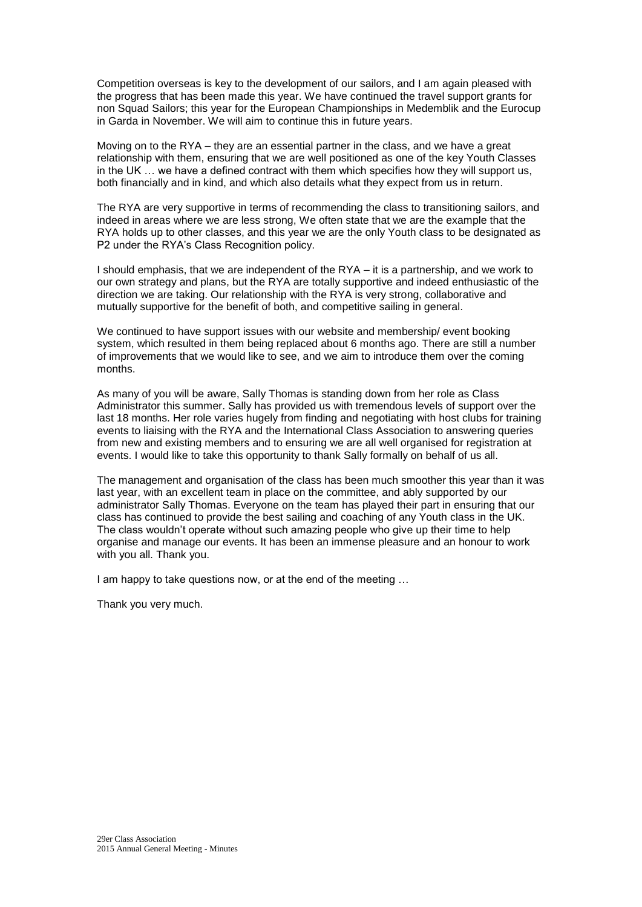Competition overseas is key to the development of our sailors, and I am again pleased with the progress that has been made this year. We have continued the travel support grants for non Squad Sailors; this year for the European Championships in Medemblik and the Eurocup in Garda in November. We will aim to continue this in future years.

Moving on to the RYA – they are an essential partner in the class, and we have a great relationship with them, ensuring that we are well positioned as one of the key Youth Classes in the UK … we have a defined contract with them which specifies how they will support us, both financially and in kind, and which also details what they expect from us in return.

The RYA are very supportive in terms of recommending the class to transitioning sailors, and indeed in areas where we are less strong, We often state that we are the example that the RYA holds up to other classes, and this year we are the only Youth class to be designated as P2 under the RYA's Class Recognition policy.

I should emphasis, that we are independent of the RYA – it is a partnership, and we work to our own strategy and plans, but the RYA are totally supportive and indeed enthusiastic of the direction we are taking. Our relationship with the RYA is very strong, collaborative and mutually supportive for the benefit of both, and competitive sailing in general.

We continued to have support issues with our website and membership/ event booking system, which resulted in them being replaced about 6 months ago. There are still a number of improvements that we would like to see, and we aim to introduce them over the coming months.

As many of you will be aware, Sally Thomas is standing down from her role as Class Administrator this summer. Sally has provided us with tremendous levels of support over the last 18 months. Her role varies hugely from finding and negotiating with host clubs for training events to liaising with the RYA and the International Class Association to answering queries from new and existing members and to ensuring we are all well organised for registration at events. I would like to take this opportunity to thank Sally formally on behalf of us all.

The management and organisation of the class has been much smoother this year than it was last year, with an excellent team in place on the committee, and ably supported by our administrator Sally Thomas. Everyone on the team has played their part in ensuring that our class has continued to provide the best sailing and coaching of any Youth class in the UK. The class wouldn't operate without such amazing people who give up their time to help organise and manage our events. It has been an immense pleasure and an honour to work with you all. Thank you.

I am happy to take questions now, or at the end of the meeting …

Thank you very much.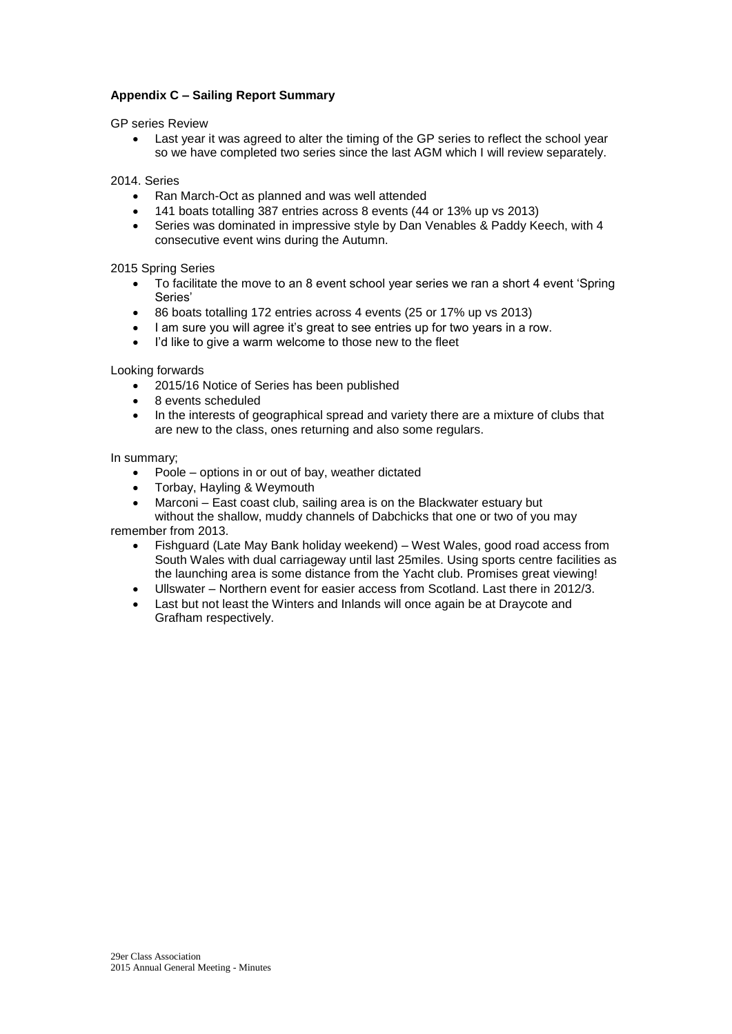**Appendix C – Sailing Report Summary**

GP series Review

- Last year it was agreed to alter the timing of the GP series to reflect the school year so we have completed two series since the last AGM which I will review separately.

2014. Series

- Ran March-Oct as planned and was well attended
- 141 boats totalling 387 entries across 8 events (44 or 13% up vs 2013)
- Series was dominated in impressive style by Dan Venables & Paddy Keech, with 4 consecutive event wins during the Autumn.

2015 Spring Series

- To facilitate the move to an 8 event school year series we ran a short 4 event 'Spring Series'
- 86 boats totalling 172 entries across 4 events (25 or 17% up vs 2013)
- I am sure you will agree it's great to see entries up for two years in a row.
- I'd like to give a warm welcome to those new to the fleet

Looking forwards

- 2015/16 Notice of Series has been published
- 8 events scheduled
- In the interests of geographical spread and variety there are a mixture of clubs that are new to the class, ones returning and also some regulars.

In summary;

- Poole – options in or out of bay, weather dictated
- Torbay, Hayling & Weymouth
- Marconi – East coast club, sailing area is on the Blackwater estuary but without the shallow, muddy channels of Dabchicks that one or two of you may remember from 2013.
- Fishguard (Late May Bank holiday weekend) – West Wales, good road access from South Wales with dual carriageway until last 25miles. Using sports centre facilities as the launching area is some distance from the Yacht club. Promises great viewing!
- Ullswater – Northern event for easier access from Scotland. Last there in 2012/3.
- Last but not least the Winters and Inlands will once again be at Draycote and Grafham respectively.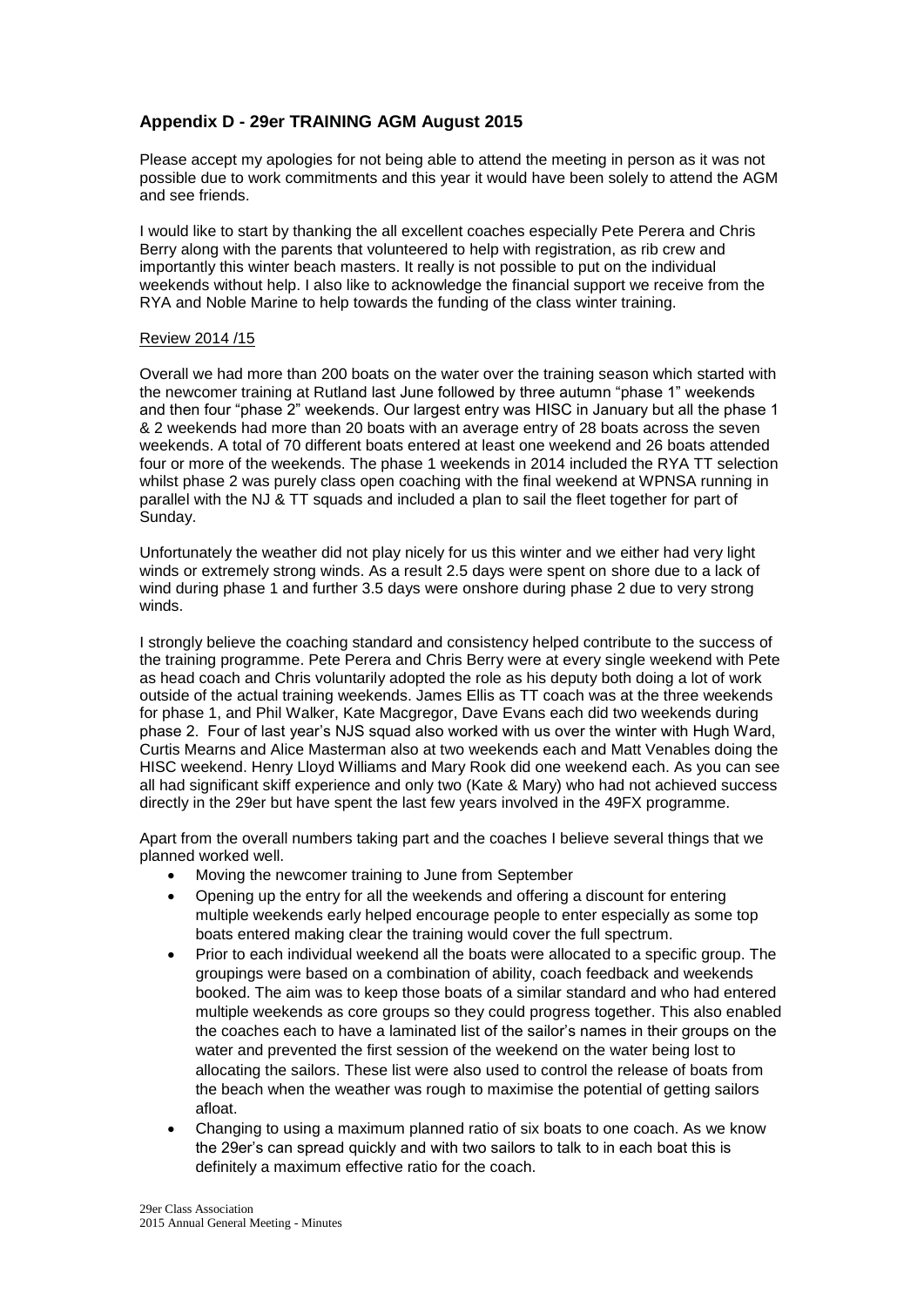## Appendix D - 29er TRAINING AGM August 2015

Please accept my apologies for not being able to attend the meeting in person as it was not possible due to work commitments and this year it would have been solely to attend the AGM and see friends.

I would like to start by thanking the all excellent coaches especially Pete Perera and Chris Berry along with the parents that volunteered to help with registration, as rib crew and importantly this winter beach masters. It really is not possible to put on the individual weekends without help. I also like to acknowledge the financial support we receive from the RYA and Noble Marine to help towards the funding of the class winter training.

Review 2014 /15

Overall we had more than 200 boats on the water over the training season which started with the newcomer training at Rutland last June followed by three autumn "phase 1" weekends and then four "phase 2" weekends. Our largest entry was HISC in January but all the phase 1 & 2 weekends had more than 20 boats with an average entry of 28 boats across the seven weekends. A total of 70 different boats entered at least one weekend and 26 boats attended four or more of the weekends. The phase 1 weekends in 2014 included the RYA TT selection whilst phase 2 was purely class open coaching with the final weekend at WPNSA running in parallel with the NJ & TT squads and included a plan to sail the fleet together for part of Sunday.

Unfortunately the weather did not play nicely for us this winter and we either had very light winds or extremely strong winds. As a result 2.5 days were spent on shore due to a lack of wind during phase 1 and further 3.5 days were onshore during phase 2 due to very strong winds.

I strongly believe the coaching standard and consistency helped contribute to the success of the training programme. Pete Perera and Chris Berry were at every single weekend with Pete as head coach and Chris voluntarily adopted the role as his deputy both doing a lot of work outside of the actual training weekends. James Ellis as TT coach was at the three weekends for phase 1, and Phil Walker, Kate Macgregor, Dave Evans each did two weekends during phase 2. Four of last year's NJS squad also worked with us over the winter with Hugh Ward, Curtis Mearns and Alice Masterman also at two weekends each and Matt Venables doing the HISC weekend. Henry Lloyd Williams and Mary Rook did one weekend each. As you can see all had significant skiff experience and only two (Kate & Mary) who had not achieved success directly in the 29er but have spent the last few years involved in the 49FX programme.

Apart from the overall numbers taking part and the coaches I believe several things that we planned worked well.

- Moving the newcomer training to June from September
- Opening up the entry for all the weekends and offering a discount for entering multiple weekends early helped encourage people to enter especially as some top boats entered making clear the training would cover the full spectrum.
- Prior to each individual weekend all the boats were allocated to a specific group. The groupings were based on a combination of ability, coach feedback and weekends booked. The aim was to keep those boats of a similar standard and who had entered multiple weekends as core groups so they could progress together. This also enabled the coaches each to have a laminated list of the sailor's names in their groups on the water and prevented the first session of the weekend on the water being lost to allocating the sailors. These list were also used to control the release of boats from the beach when the weather was rough to maximise the potential of getting sailors afloat.
- Changing to using a maximum planned ratio of six boats to one coach. As we know the 29er's can spread quickly and with two sailors to talk to in each boat this is definitely a maximum effective ratio for the coach.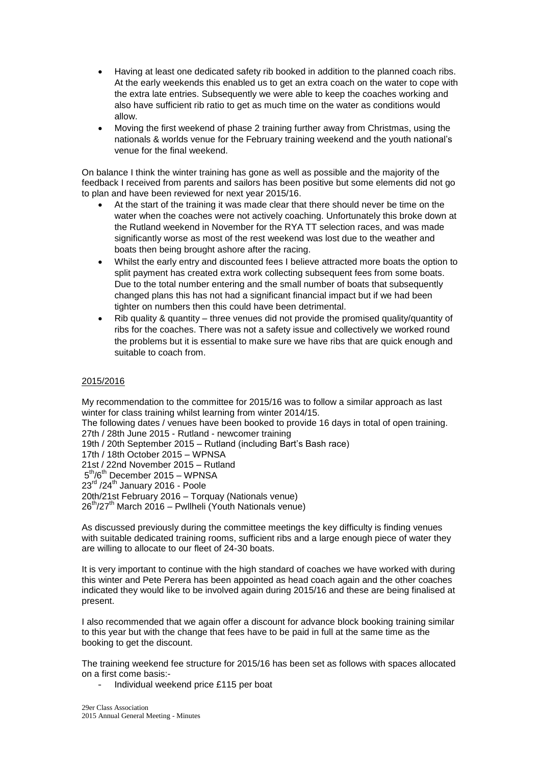- Having at least one dedicated safety rib booked in addition to the planned coach ribs. At the early weekends this enabled us to get an extra coach on the water to cope with the extra late entries. Subsequently we were able to keep the coaches working and also have sufficient rib ratio to get as much time on the water as conditions would allow.
- Moving the first weekend of phase 2 training further away from Christmas, using the nationals & worlds venue for the February training weekend and the youth national's venue for the final weekend.

On balance I think the winter training has gone as well as possible and the majority of the feedback I received from parents and sailors has been positive but some elements did not go to plan and have been reviewed for next year 2015/16.

- At the start of the training it was made clear that there should never be time on the water when the coaches were not actively coaching. Unfortunately this broke down at the Rutland weekend in November for the RYA TT selection races, and was made significantly worse as most of the rest weekend was lost due to the weather and boats then being brought ashore after the racing.
- Whilst the early entry and discounted fees I believe attracted more boats the option to split payment has created extra work collecting subsequent fees from some boats. Due to the total number entering and the small number of boats that subsequently changed plans this has not had a significant financial impact but if we had been tighter on numbers then this could have been detrimental.
- Rib quality & quantity – three venues did not provide the promised quality/quantity of ribs for the coaches. There was not a safety issue and collectively we worked round the problems but it is essential to make sure we have ribs that are quick enough and suitable to coach from.

## 2015/2016

My recommendation to the committee for 2015/16 was to follow a similar approach as last winter for class training whilst learning from winter 2014/15.

The following dates / venues have been booked to provide 16 days in total of open training.

27th / 28th June 2015 - Rutland - newcomer training
19th / 20th September 2015 – Rutland (including Bart's Bash race)
17th / 18th October 2015 – WPNSA
21st / 22nd November 2015 – Rutland
5th/6th December 2015 – WPNSA
23rd /24th January 2016 - Poole
20th/21st February 2016 – Torquay (Nationals venue)
26th/27th March 2016 – Pwllheli (Youth Nationals venue)

As discussed previously during the committee meetings the key difficulty is finding venues with suitable dedicated training rooms, sufficient ribs and a large enough piece of water they are willing to allocate to our fleet of 24-30 boats.

It is very important to continue with the high standard of coaches we have worked with during this winter and Pete Perera has been appointed as head coach again and the other coaches indicated they would like to be involved again during 2015/16 and these are being finalised at present.

I also recommended that we again offer a discount for advance block booking training similar to this year but with the change that fees have to be paid in full at the same time as the booking to get the discount.

The training weekend fee structure for 2015/16 has been set as follows with spaces allocated on a first come basis:-

- Individual weekend price £115 per boat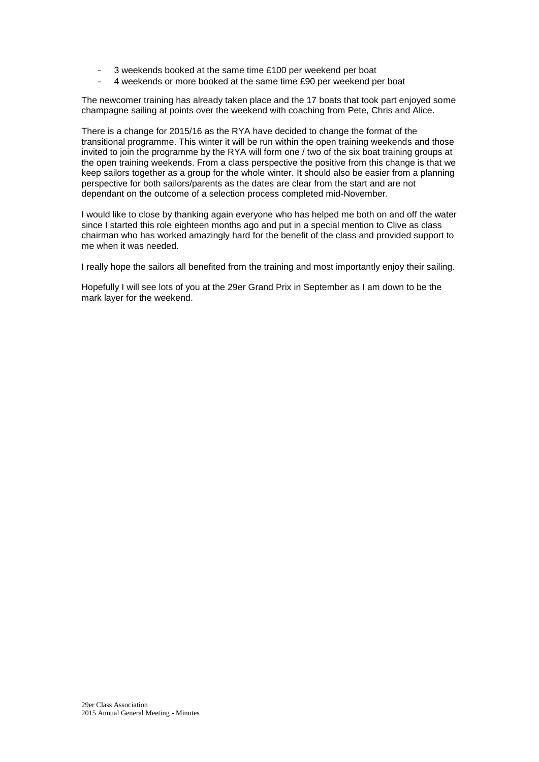- 3 weekends booked at the same time £100 per weekend per boat
- 4 weekends or more booked at the same time £90 per weekend per boat

The newcomer training has already taken place and the 17 boats that took part enjoyed some champagne sailing at points over the weekend with coaching from Pete, Chris and Alice.

There is a change for 2015/16 as the RYA have decided to change the format of the transitional programme. This winter it will be run within the open training weekends and those invited to join the programme by the RYA will form one / two of the six boat training groups at the open training weekends. From a class perspective the positive from this change is that we keep sailors together as a group for the whole winter. It should also be easier from a planning perspective for both sailors/parents as the dates are clear from the start and are not dependant on the outcome of a selection process completed mid-November.

I would like to close by thanking again everyone who has helped me both on and off the water since I started this role eighteen months ago and put in a special mention to Clive as class chairman who has worked amazingly hard for the benefit of the class and provided support to me when it was needed.

I really hope the sailors all benefited from the training and most importantly enjoy their sailing.

Hopefully I will see lots of you at the 29er Grand Prix in September as I am down to be the mark layer for the weekend.